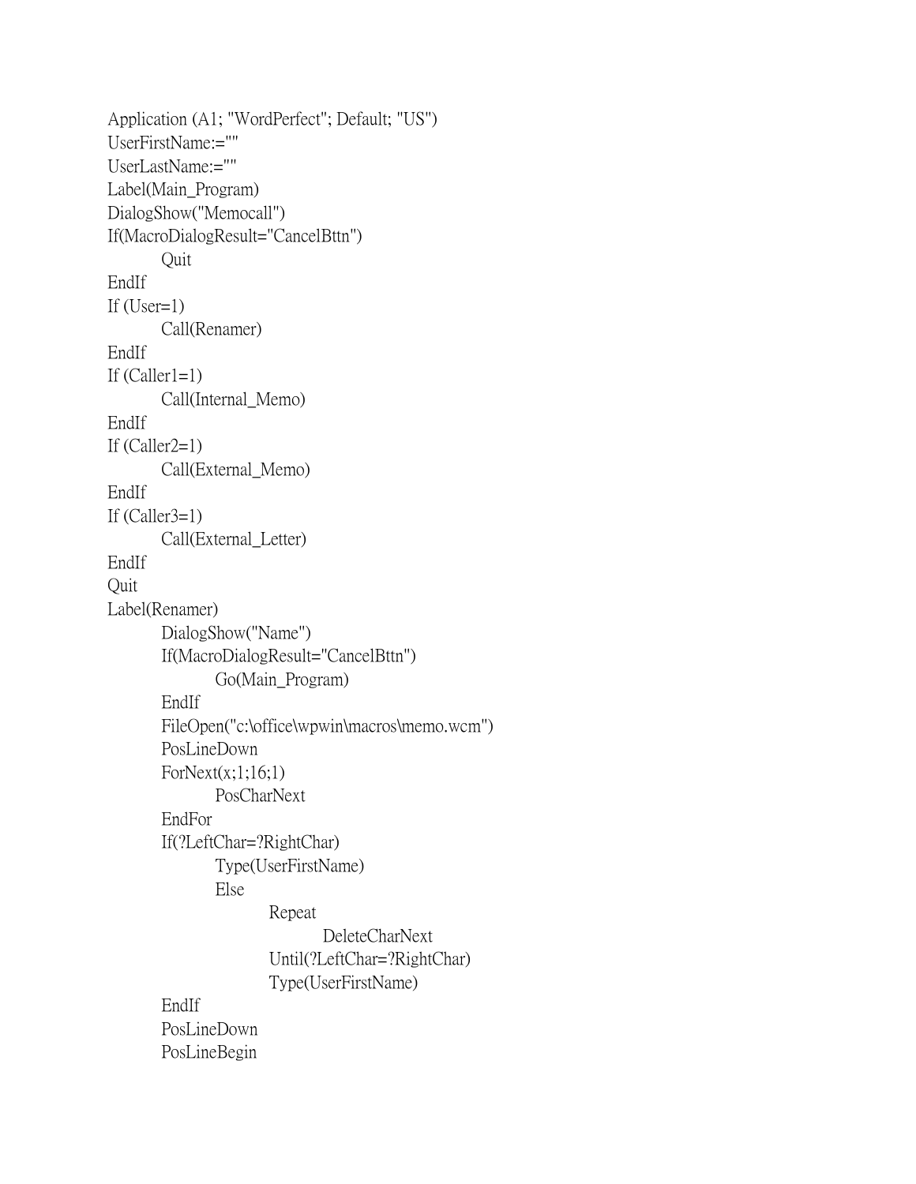```
Application (A1; "WordPerfect"; Default; "US")
UserFirstName:=""
UserLastName:=""
Label(Main_Program)
DialogShow("Memocall")
If(MacroDialogResult="CancelBttn")
        Quit
EndIf
If (User=1)
        Call(Renamer)
EndIf
If (Caller1=1)
        Call(Internal_Memo)
EndIf
If (Caller2=1)
        Call(External_Memo)
EndIf
If (Caller3=1)
        Call(External_Letter)
EndIf
Quit
Label(Renamer)
        DialogShow("Name")
        If(MacroDialogResult="CancelBttn")
                Go(Main_Program)
        EndIf
        FileOpen("c:\office\wpwin\macros\memo.wcm")
        PosLineDown
        ForNext(x;1;16;1)
                PosCharNext
        EndFor
        If(?LeftChar=?RightChar)
                Type(UserFirstName)
                Else
                        Repeat
                                DeleteCharNext
                        Until(?LeftChar=?RightChar)
                        Type(UserFirstName)
        EndIf
        PosLineDown
        PosLineBegin
```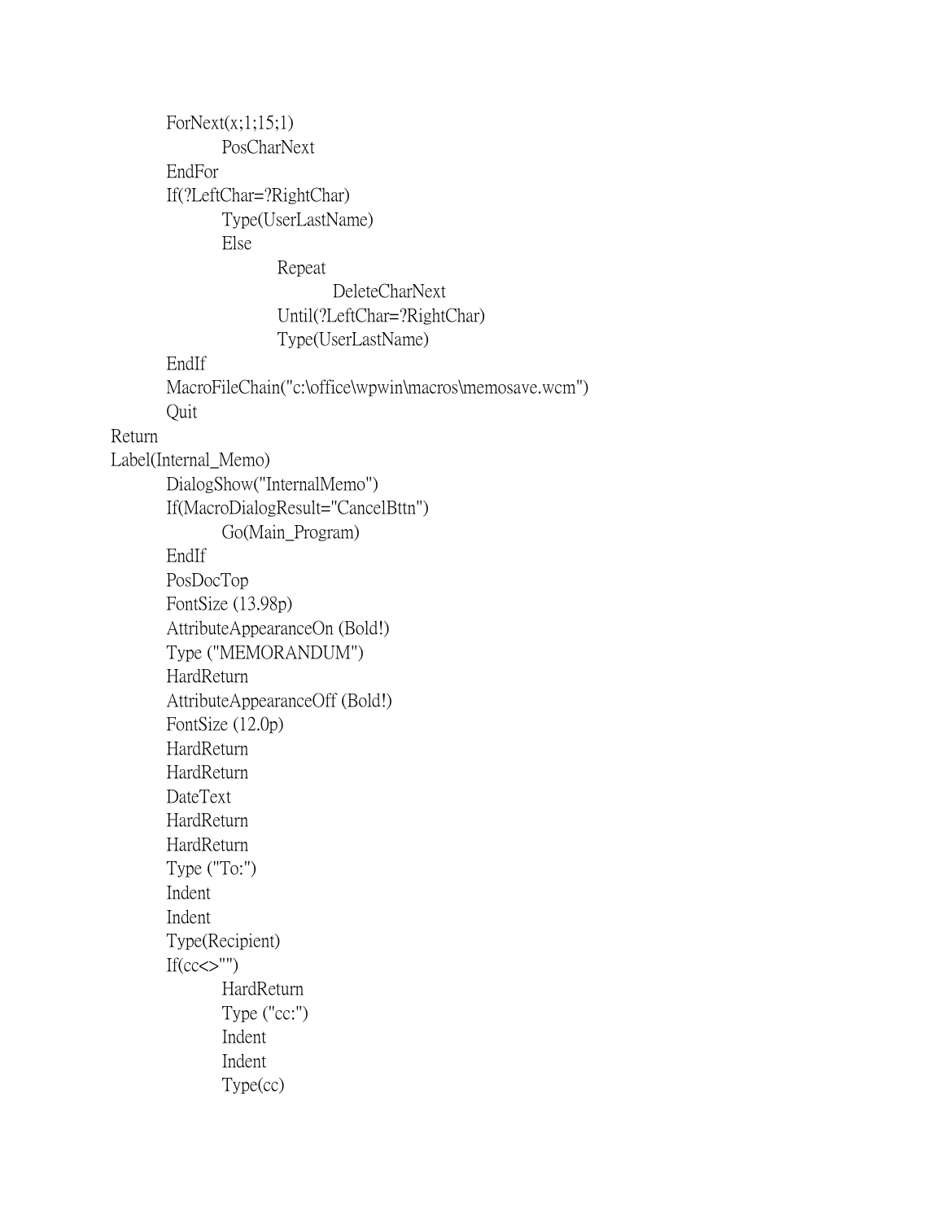```
        ForNext(x;1;15;1)
                PosCharNext
        EndFor
        If(?LeftChar=?RightChar)
                Type(UserLastName)
                Else
                        Repeat
                                DeleteCharNext
                        Until(?LeftChar=?RightChar)
                        Type(UserLastName)
        EndIf
        MacroFileChain("c:\office\wpwin\macros\memosave.wcm")
        Quit
Return
Label(Internal_Memo)
        DialogShow("InternalMemo")
        If(MacroDialogResult="CancelBttn")
                Go(Main_Program)
        EndIf
        PosDocTop
        FontSize (13.98p)
        AttributeAppearanceOn (Bold!)
        Type ("MEMORANDUM")
        HardReturn
        AttributeAppearanceOff (Bold!)
        FontSize (12.0p)
        HardReturn
        HardReturn
        DateText
        HardReturn
        HardReturn
        Type ("To:")
        Indent
        Indent
        Type(Recipient)
        If(cc<>"")
                HardReturn
                Type ("cc:")
                Indent
                Indent
                Type(cc)
```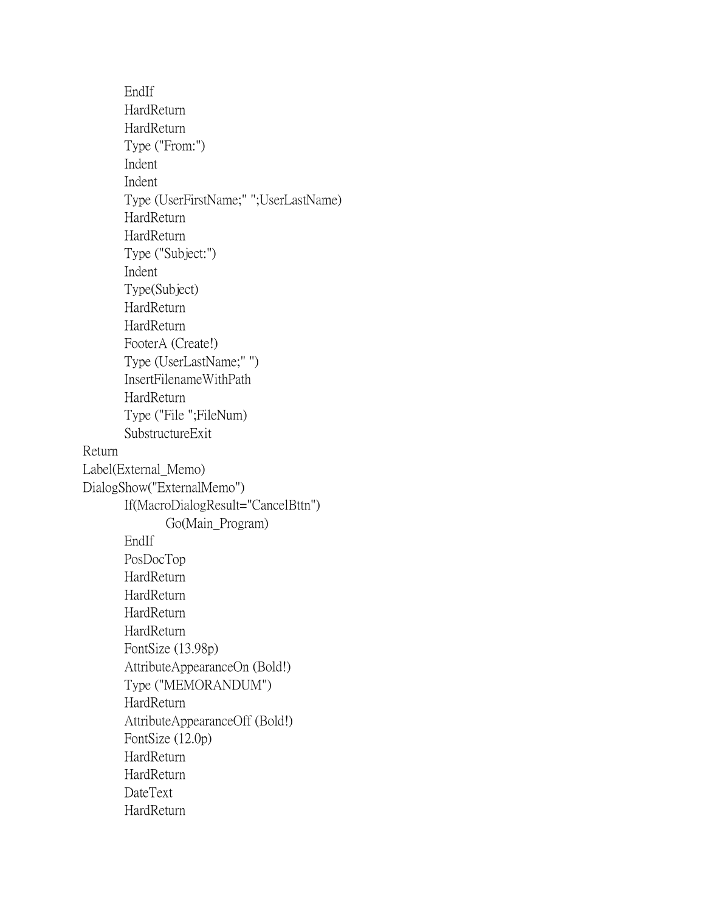```
        EndIf
        HardReturn
        HardReturn
        Type ("From:")
        Indent
        Indent
        Type (UserFirstName;" ";UserLastName)
        HardReturn
        HardReturn
        Type ("Subject:")
        Indent
        Type(Subject)
        HardReturn
        HardReturn
        FooterA (Create!)
        Type (UserLastName;" ")
        InsertFilenameWithPath
        HardReturn
        Type ("File ";FileNum)
        SubstructureExit
Return
Label(External_Memo)
DialogShow("ExternalMemo")
        If(MacroDialogResult="CancelBttn")
                Go(Main_Program)
        EndIf
        PosDocTop
        HardReturn
        HardReturn
        HardReturn
        HardReturn
        FontSize (13.98p)
        AttributeAppearanceOn (Bold!)
        Type ("MEMORANDUM")
        HardReturn
        AttributeAppearanceOff (Bold!)
        FontSize (12.0p)
        HardReturn
        HardReturn
        DateText
        HardReturn
```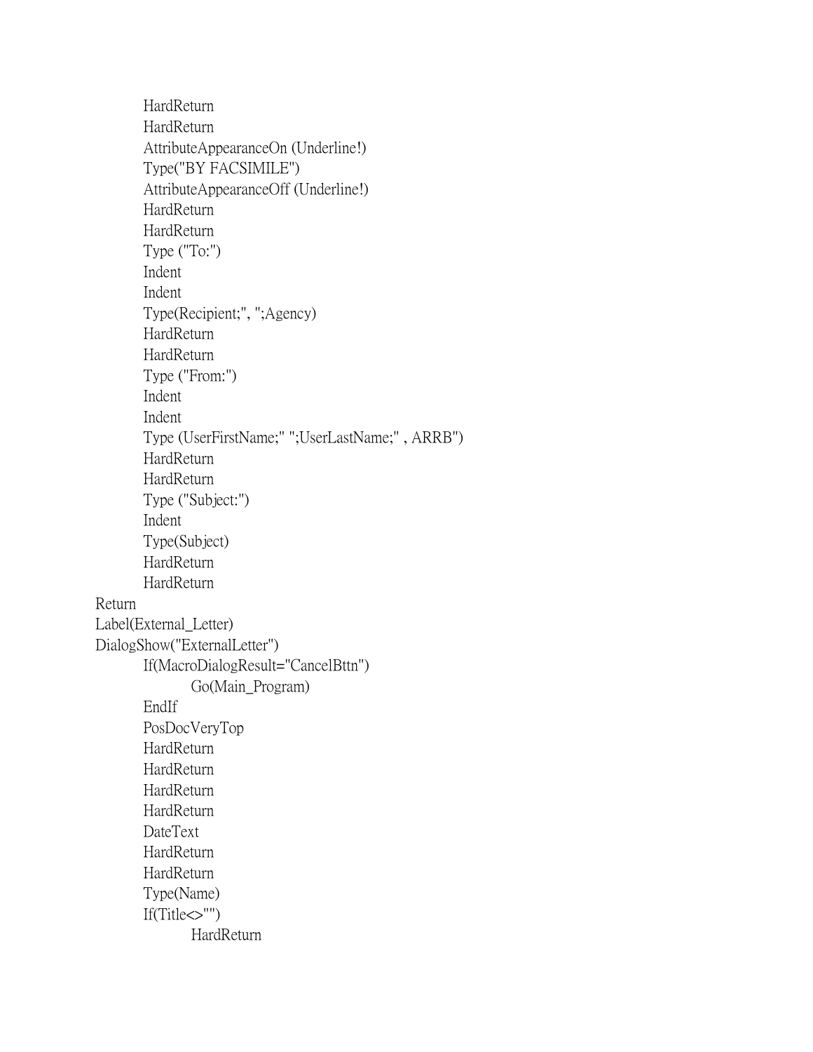```
        HardReturn
        HardReturn
        AttributeAppearanceOn (Underline!)
        Type("BY FACSIMILE")
        AttributeAppearanceOff (Underline!)
        HardReturn
        HardReturn
        Type ("To:")
        Indent
        Indent
        Type(Recipient;", ";Agency)
        HardReturn
        HardReturn
        Type ("From:")
        Indent
        Indent
        Type (UserFirstName;" ";UserLastName;" , ARRB")
        HardReturn
        HardReturn
        Type ("Subject:")
        Indent
        Type(Subject)
        HardReturn
        HardReturn
Return
Label(External_Letter)
DialogShow("ExternalLetter")
        If(MacroDialogResult="CancelBttn")
                Go(Main_Program)
        EndIf
        PosDocVeryTop
        HardReturn
        HardReturn
        HardReturn
        HardReturn
        DateText
        HardReturn
        HardReturn
        Type(Name)
        If(Title<>"")
                HardReturn
```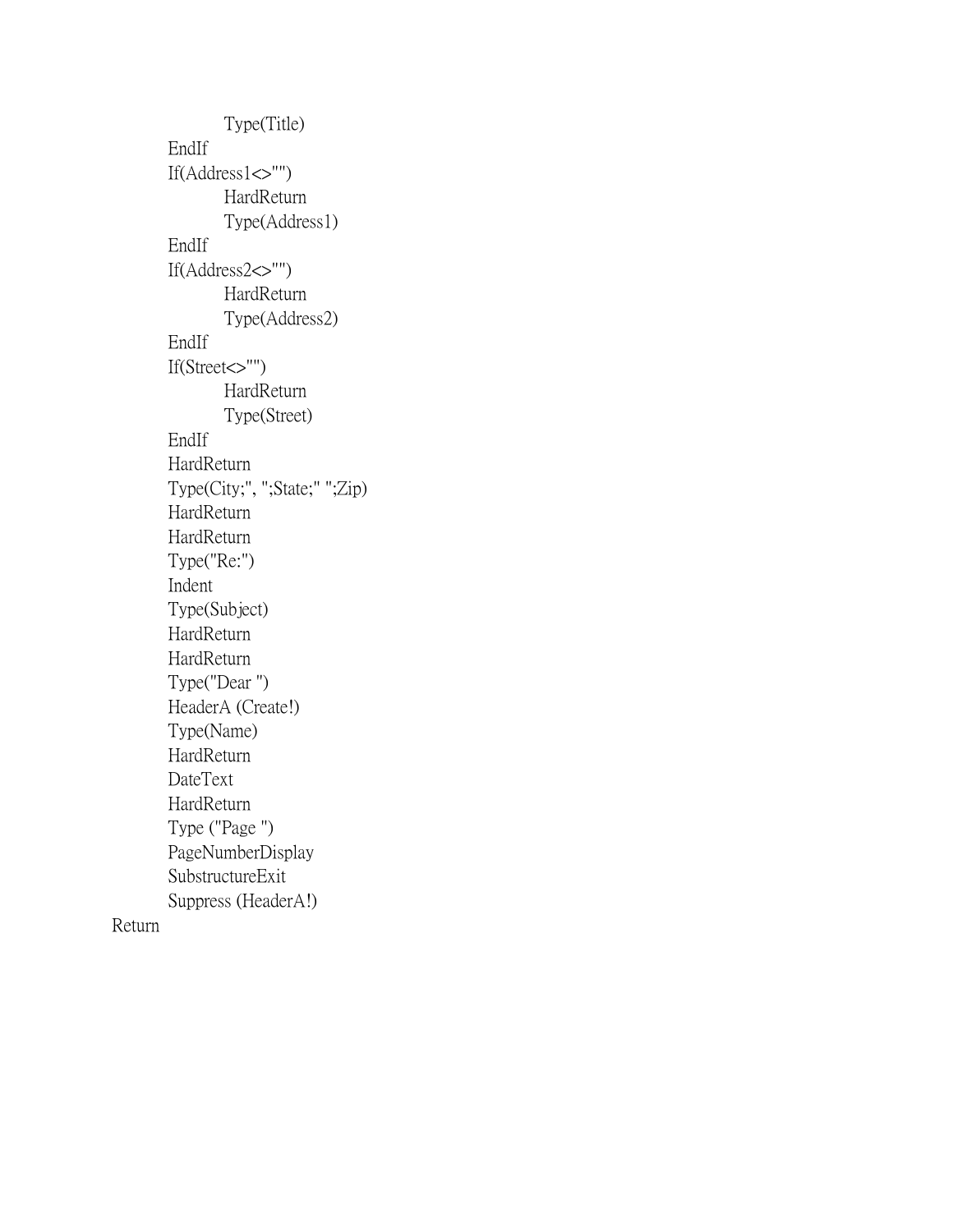```
		Type(Title)
	EndIf
	If(Address1<>"")
		HardReturn
		Type(Address1)
	EndIf
	If(Address2<>"")
		HardReturn
		Type(Address2)
	EndIf
	If(Street<>"")
		HardReturn
		Type(Street)
	EndIf
	HardReturn
	Type(City;", ";State;" ";Zip)
	HardReturn
	HardReturn
	Type("Re:")
	Indent
	Type(Subject)
	HardReturn
	HardReturn
	Type("Dear ")
	HeaderA (Create!)
	Type(Name)
	HardReturn
	DateText
	HardReturn
	Type ("Page ")
	PageNumberDisplay
	SubstructureExit
	Suppress (HeaderA!)
Return
```